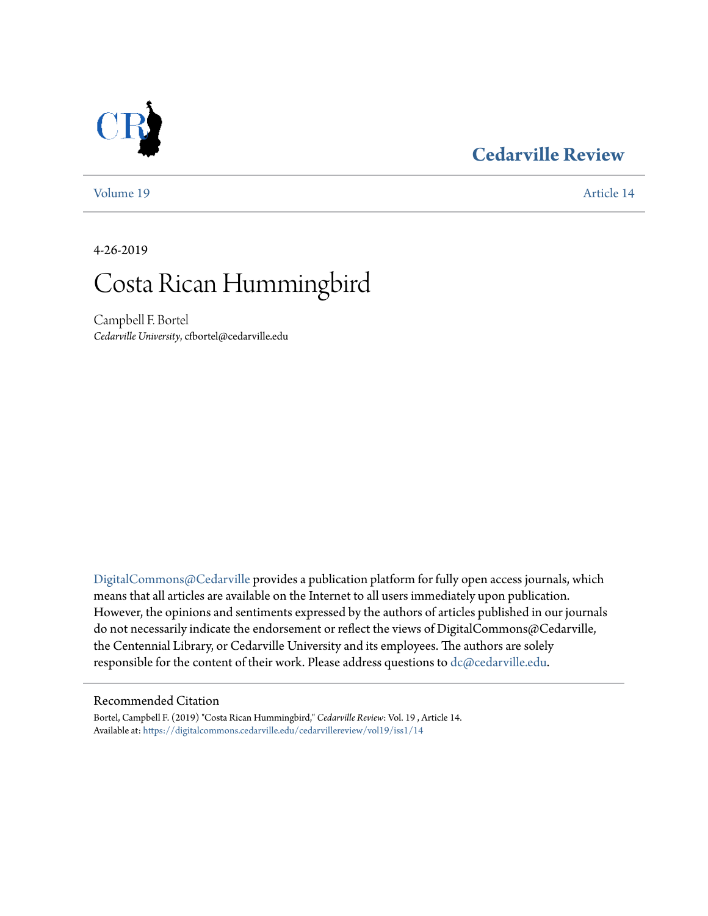Cedarville Review

Volume 19 | Article 14

4-26-2019

# Costa Rican Hummingbird

Campbell F. Bortel
*Cedarville University*, cfbortel@cedarville.edu

DigitalCommons@Cedarville provides a publication platform for fully open access journals, which means that all articles are available on the Internet to all users immediately upon publication. However, the opinions and sentiments expressed by the authors of articles published in our journals do not necessarily indicate the endorsement or reflect the views of DigitalCommons@Cedarville, the Centennial Library, or Cedarville University and its employees. The authors are solely responsible for the content of their work. Please address questions to dc@cedarville.edu.

## Recommended Citation

Bortel, Campbell F. (2019) "Costa Rican Hummingbird," *Cedarville Review*: Vol. 19 , Article 14.
Available at: https://digitalcommons.cedarville.edu/cedarvillereview/vol19/iss1/14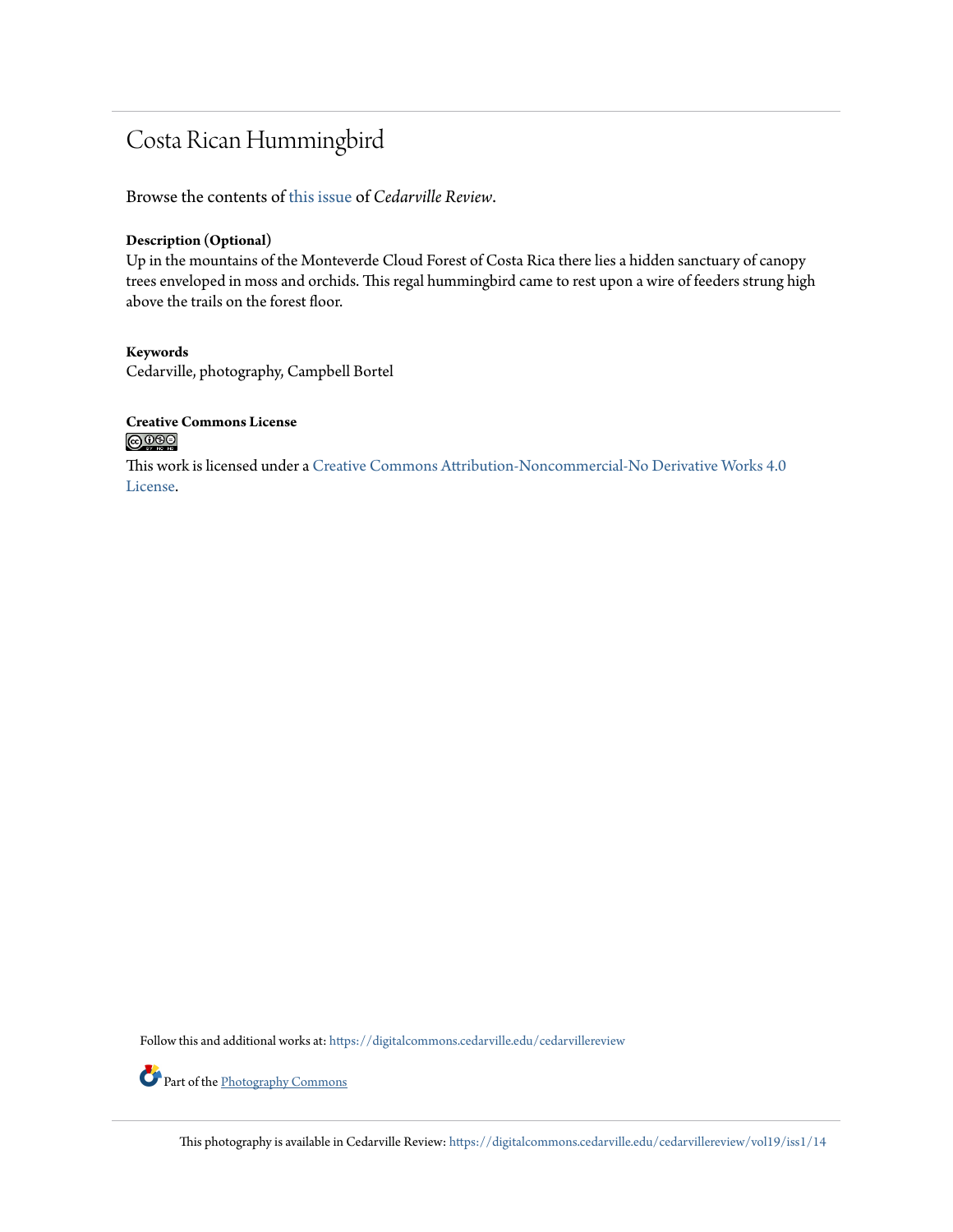# Costa Rican Hummingbird

Browse the contents of this issue of *Cedarville Review*.

**Description (Optional)**

Up in the mountains of the Monteverde Cloud Forest of Costa Rica there lies a hidden sanctuary of canopy trees enveloped in moss and orchids. This regal hummingbird came to rest upon a wire of feeders strung high above the trails on the forest floor.

**Keywords**

Cedarville, photography, Campbell Bortel

**Creative Commons License**

This work is licensed under a Creative Commons Attribution-Noncommercial-No Derivative Works 4.0 License.

Follow this and additional works at: https://digitalcommons.cedarville.edu/cedarvillereview

Part of the Photography Commons

This photography is available in Cedarville Review: https://digitalcommons.cedarville.edu/cedarvillereview/vol19/iss1/14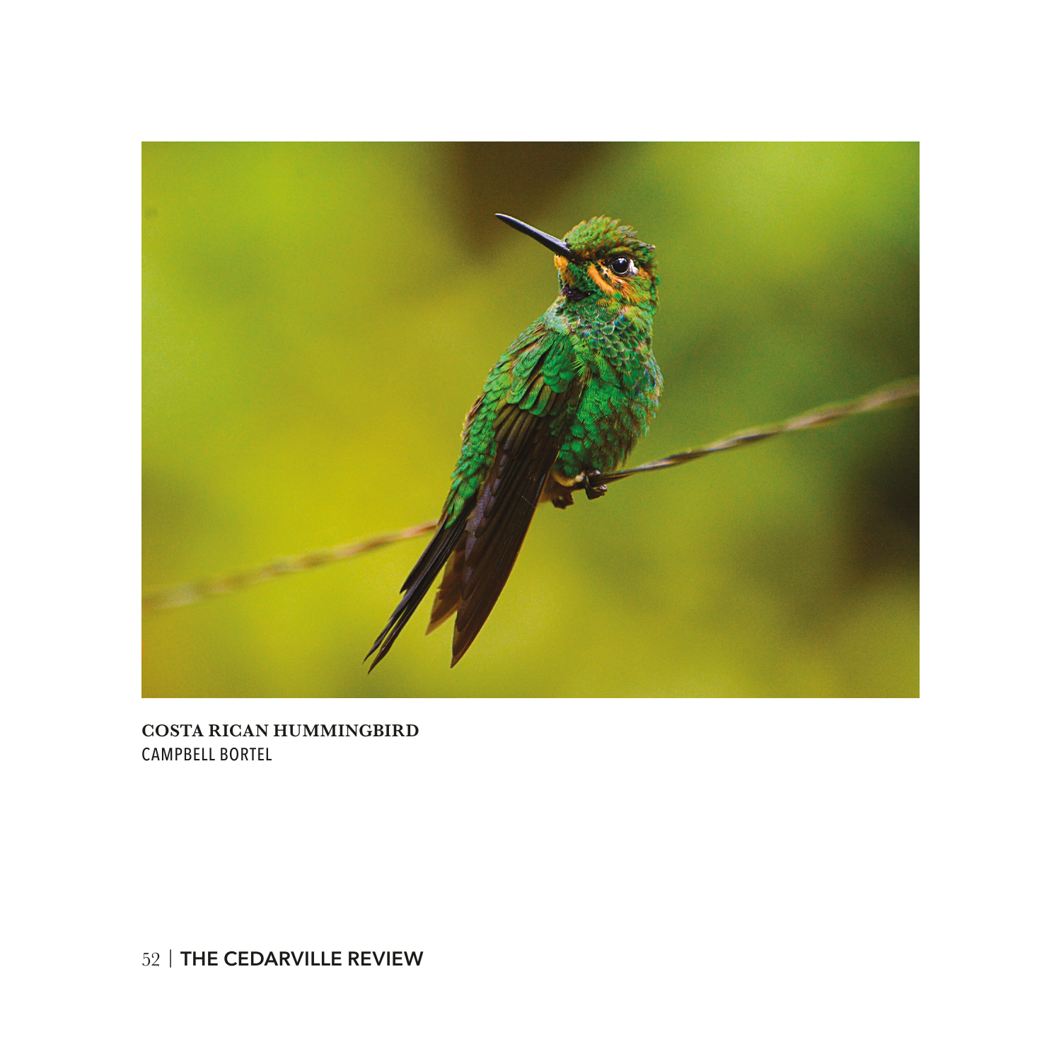**COSTA RICAN HUMMINGBIRD**
CAMPBELL BORTEL